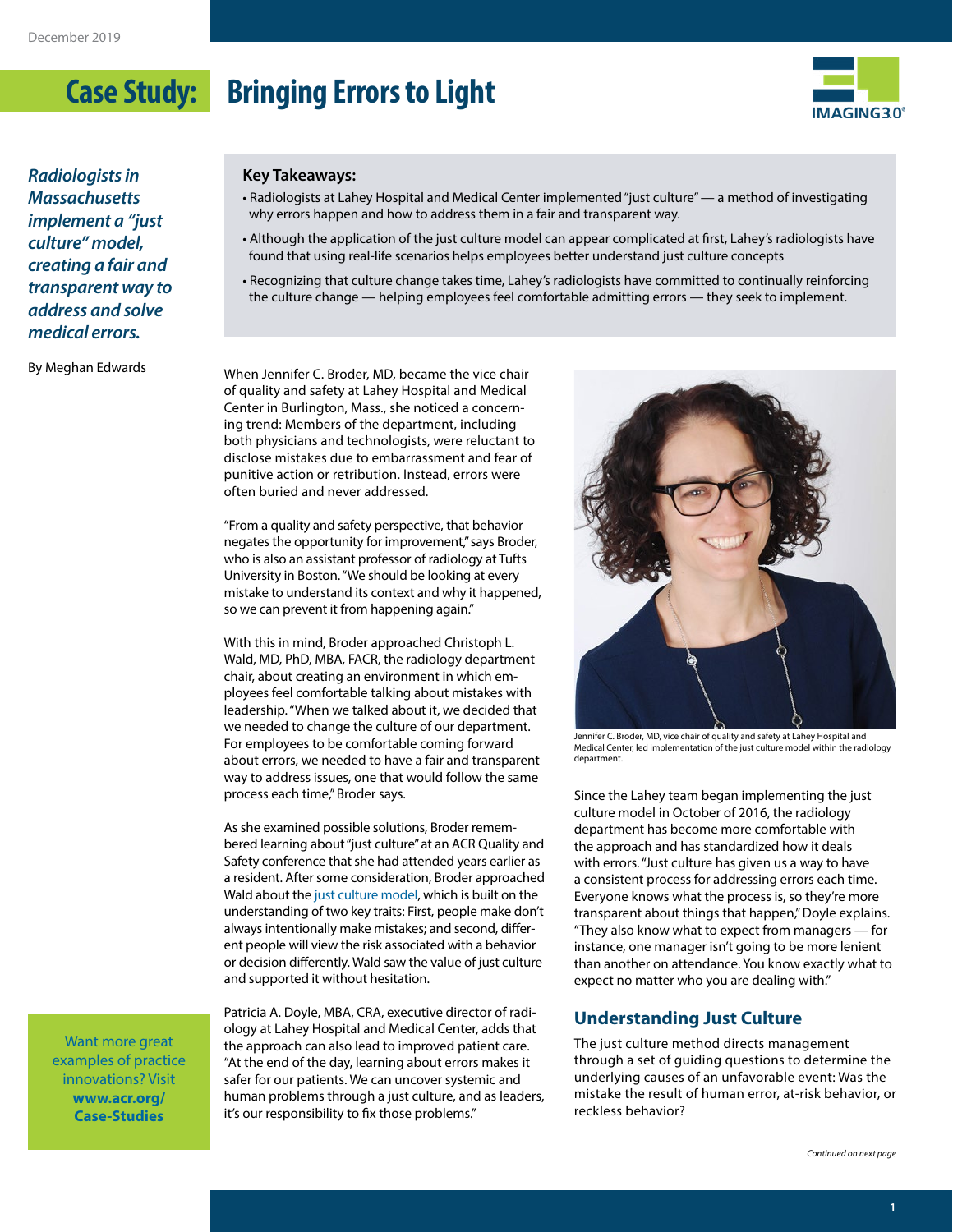December 2019

# Case Study: Bringing Errors to Light

*Radiologists in Massachusetts implement a "just culture" model, creating a fair and transparent way to address and solve medical errors.*

By Meghan Edwards

**Key Takeaways:**

- Radiologists at Lahey Hospital and Medical Center implemented "just culture" — a method of investigating why errors happen and how to address them in a fair and transparent way.
- Although the application of the just culture model can appear complicated at first, Lahey's radiologists have found that using real-life scenarios helps employees better understand just culture concepts
- Recognizing that culture change takes time, Lahey's radiologists have committed to continually reinforcing the culture change — helping employees feel comfortable admitting errors — they seek to implement.

When Jennifer C. Broder, MD, became the vice chair of quality and safety at Lahey Hospital and Medical Center in Burlington, Mass., she noticed a concerning trend: Members of the department, including both physicians and technologists, were reluctant to disclose mistakes due to embarrassment and fear of punitive action or retribution. Instead, errors were often buried and never addressed.

"From a quality and safety perspective, that behavior negates the opportunity for improvement," says Broder, who is also an assistant professor of radiology at Tufts University in Boston. "We should be looking at every mistake to understand its context and why it happened, so we can prevent it from happening again."

With this in mind, Broder approached Christoph L. Wald, MD, PhD, MBA, FACR, the radiology department chair, about creating an environment in which employees feel comfortable talking about mistakes with leadership. "When we talked about it, we decided that we needed to change the culture of our department. For employees to be comfortable coming forward about errors, we needed to have a fair and transparent way to address issues, one that would follow the same process each time," Broder says.

As she examined possible solutions, Broder remembered learning about "just culture" at an ACR Quality and Safety conference that she had attended years earlier as a resident. After some consideration, Broder approached Wald about the just culture model, which is built on the understanding of two key traits: First, people make don't always intentionally make mistakes; and second, different people will view the risk associated with a behavior or decision differently. Wald saw the value of just culture and supported it without hesitation.

Patricia A. Doyle, MBA, CRA, executive director of radiology at Lahey Hospital and Medical Center, adds that the approach can also lead to improved patient care. "At the end of the day, learning about errors makes it safer for our patients. We can uncover systemic and human problems through a just culture, and as leaders, it's our responsibility to fix those problems."

Jennifer C. Broder, MD, vice chair of quality and safety at Lahey Hospital and Medical Center, led implementation of the just culture model within the radiology department.

Since the Lahey team began implementing the just culture model in October of 2016, the radiology department has become more comfortable with the approach and has standardized how it deals with errors. "Just culture has given us a way to have a consistent process for addressing errors each time. Everyone knows what the process is, so they're more transparent about things that happen," Doyle explains. "They also know what to expect from managers — for instance, one manager isn't going to be more lenient than another on attendance. You know exactly what to expect no matter who you are dealing with."

## Understanding Just Culture

The just culture method directs management through a set of guiding questions to determine the underlying causes of an unfavorable event: Was the mistake the result of human error, at-risk behavior, or reckless behavior?

Want more great examples of practice innovations? Visit **www.acr.org/Case-Studies**

*Continued on next page*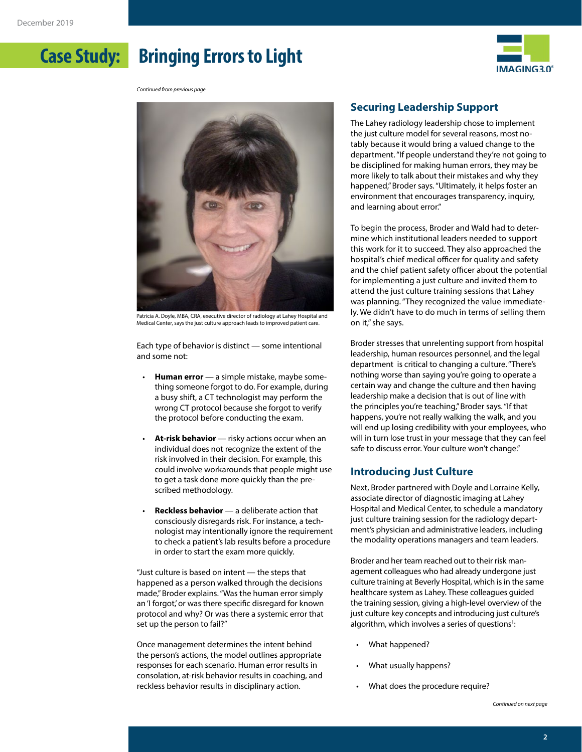*Continued from previous page*

Patricia A. Doyle, MBA, CRA, executive director of radiology at Lahey Hospital and Medical Center, says the just culture approach leads to improved patient care.

Each type of behavior is distinct — some intentional and some not:

- **Human error** — a simple mistake, maybe something someone forgot to do. For example, during a busy shift, a CT technologist may perform the wrong CT protocol because she forgot to verify the protocol before conducting the exam.
- **At-risk behavior** — risky actions occur when an individual does not recognize the extent of the risk involved in their decision. For example, this could involve workarounds that people might use to get a task done more quickly than the prescribed methodology.
- **Reckless behavior** — a deliberate action that consciously disregards risk. For instance, a technologist may intentionally ignore the requirement to check a patient's lab results before a procedure in order to start the exam more quickly.

"Just culture is based on intent — the steps that happened as a person walked through the decisions made," Broder explains. "Was the human error simply an 'I forgot,' or was there specific disregard for known protocol and why? Or was there a systemic error that set up the person to fail?"

Once management determines the intent behind the person's actions, the model outlines appropriate responses for each scenario. Human error results in consolation, at-risk behavior results in coaching, and reckless behavior results in disciplinary action.

## Securing Leadership Support

The Lahey radiology leadership chose to implement the just culture model for several reasons, most notably because it would bring a valued change to the department. "If people understand they're not going to be disciplined for making human errors, they may be more likely to talk about their mistakes and why they happened," Broder says. "Ultimately, it helps foster an environment that encourages transparency, inquiry, and learning about error."

To begin the process, Broder and Wald had to determine which institutional leaders needed to support this work for it to succeed. They also approached the hospital's chief medical officer for quality and safety and the chief patient safety officer about the potential for implementing a just culture and invited them to attend the just culture training sessions that Lahey was planning. "They recognized the value immediately. We didn't have to do much in terms of selling them on it," she says.

Broder stresses that unrelenting support from hospital leadership, human resources personnel, and the legal department is critical to changing a culture. "There's nothing worse than saying you're going to operate a certain way and change the culture and then having leadership make a decision that is out of line with the principles you're teaching," Broder says. "If that happens, you're not really walking the walk, and you will end up losing credibility with your employees, who will in turn lose trust in your message that they can feel safe to discuss error. Your culture won't change."

## Introducing Just Culture

Next, Broder partnered with Doyle and Lorraine Kelly, associate director of diagnostic imaging at Lahey Hospital and Medical Center, to schedule a mandatory just culture training session for the radiology department's physician and administrative leaders, including the modality operations managers and team leaders.

Broder and her team reached out to their risk management colleagues who had already undergone just culture training at Beverly Hospital, which is in the same healthcare system as Lahey. These colleagues guided the training session, giving a high-level overview of the just culture key concepts and introducing just culture's algorithm, which involves a series of questions[1]:

- What happened?
- What usually happens?
- What does the procedure require?

*Continued on next page*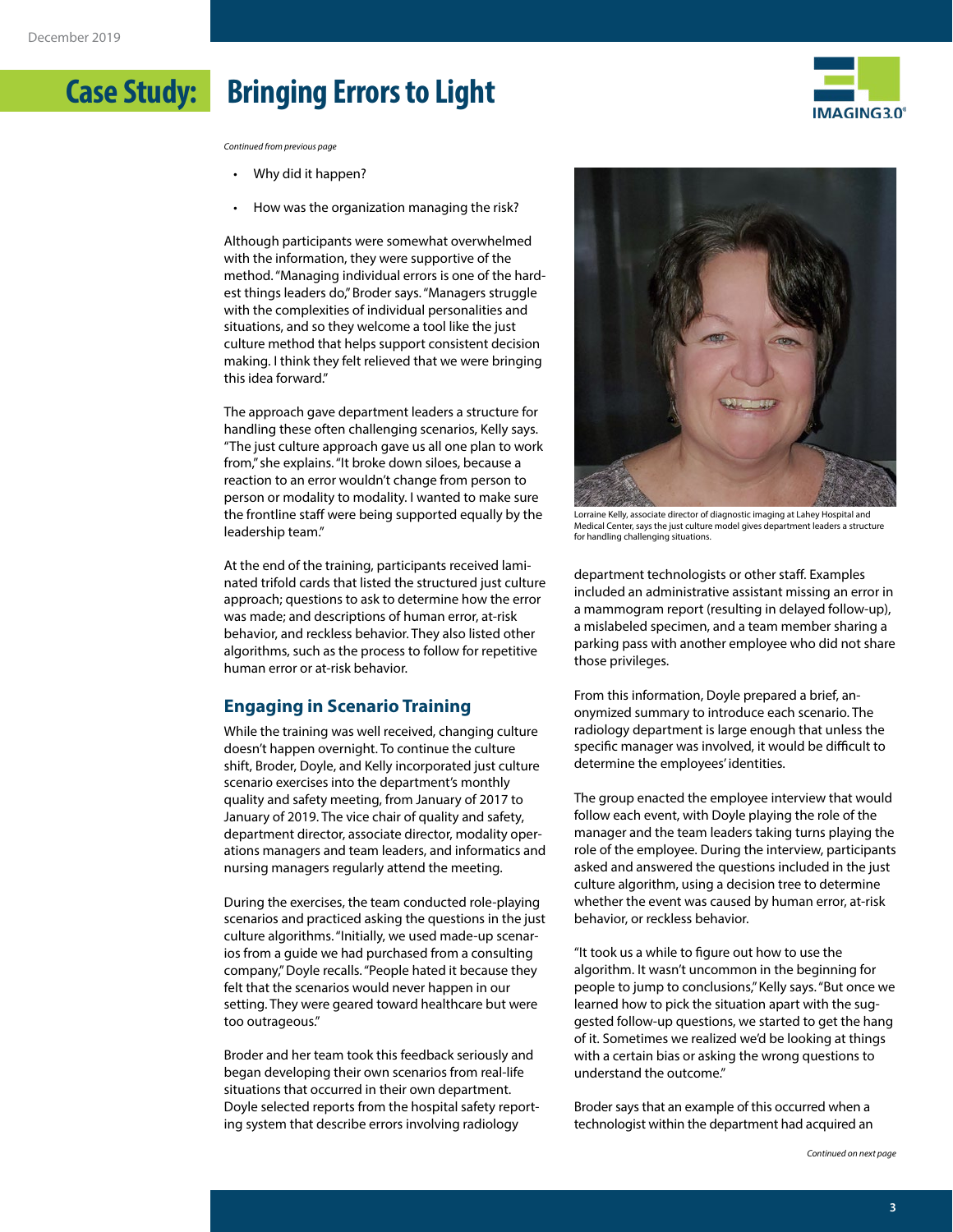*Continued from previous page*

- Why did it happen?
- How was the organization managing the risk?

Although participants were somewhat overwhelmed with the information, they were supportive of the method. "Managing individual errors is one of the hardest things leaders do," Broder says. "Managers struggle with the complexities of individual personalities and situations, and so they welcome a tool like the just culture method that helps support consistent decision making. I think they felt relieved that we were bringing this idea forward."

The approach gave department leaders a structure for handling these often challenging scenarios, Kelly says. "The just culture approach gave us all one plan to work from," she explains. "It broke down siloes, because a reaction to an error wouldn't change from person to person or modality to modality. I wanted to make sure the frontline staff were being supported equally by the leadership team."

At the end of the training, participants received laminated trifold cards that listed the structured just culture approach; questions to ask to determine how the error was made; and descriptions of human error, at-risk behavior, and reckless behavior. They also listed other algorithms, such as the process to follow for repetitive human error or at-risk behavior.

## Engaging in Scenario Training

While the training was well received, changing culture doesn't happen overnight. To continue the culture shift, Broder, Doyle, and Kelly incorporated just culture scenario exercises into the department's monthly quality and safety meeting, from January of 2017 to January of 2019. The vice chair of quality and safety, department director, associate director, modality operations managers and team leaders, and informatics and nursing managers regularly attend the meeting.

During the exercises, the team conducted role-playing scenarios and practiced asking the questions in the just culture algorithms. "Initially, we used made-up scenarios from a guide we had purchased from a consulting company," Doyle recalls. "People hated it because they felt that the scenarios would never happen in our setting. They were geared toward healthcare but were too outrageous."

Broder and her team took this feedback seriously and began developing their own scenarios from real-life situations that occurred in their own department. Doyle selected reports from the hospital safety reporting system that describe errors involving radiology department technologists or other staff. Examples included an administrative assistant missing an error in a mammogram report (resulting in delayed follow-up), a mislabeled specimen, and a team member sharing a parking pass with another employee who did not share those privileges.

Lorraine Kelly, associate director of diagnostic imaging at Lahey Hospital and Medical Center, says the just culture model gives department leaders a structure for handling challenging situations.

From this information, Doyle prepared a brief, anonymized summary to introduce each scenario. The radiology department is large enough that unless the specific manager was involved, it would be difficult to determine the employees' identities.

The group enacted the employee interview that would follow each event, with Doyle playing the role of the manager and the team leaders taking turns playing the role of the employee. During the interview, participants asked and answered the questions included in the just culture algorithm, using a decision tree to determine whether the event was caused by human error, at-risk behavior, or reckless behavior.

"It took us a while to figure out how to use the algorithm. It wasn't uncommon in the beginning for people to jump to conclusions," Kelly says. "But once we learned how to pick the situation apart with the suggested follow-up questions, we started to get the hang of it. Sometimes we realized we'd be looking at things with a certain bias or asking the wrong questions to understand the outcome."

Broder says that an example of this occurred when a technologist within the department had acquired an

*Continued on next page*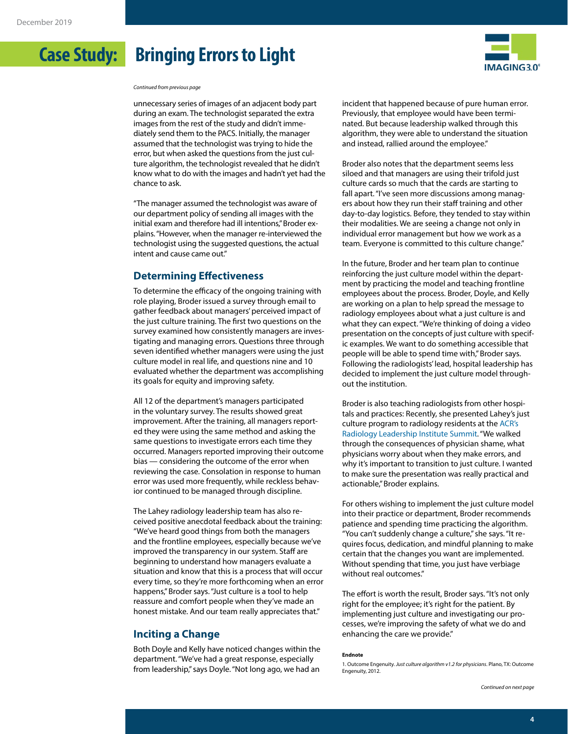*Continued from previous page*

unnecessary series of images of an adjacent body part during an exam. The technologist separated the extra images from the rest of the study and didn't immediately send them to the PACS. Initially, the manager assumed that the technologist was trying to hide the error, but when asked the questions from the just culture algorithm, the technologist revealed that he didn't know what to do with the images and hadn't yet had the chance to ask.

"The manager assumed the technologist was aware of our department policy of sending all images with the initial exam and therefore had ill intentions," Broder explains. "However, when the manager re-interviewed the technologist using the suggested questions, the actual intent and cause came out."

## Determining Effectiveness

To determine the efficacy of the ongoing training with role playing, Broder issued a survey through email to gather feedback about managers' perceived impact of the just culture training. The first two questions on the survey examined how consistently managers are investigating and managing errors. Questions three through seven identified whether managers were using the just culture model in real life, and questions nine and 10 evaluated whether the department was accomplishing its goals for equity and improving safety.

All 12 of the department's managers participated in the voluntary survey. The results showed great improvement. After the training, all managers reported they were using the same method and asking the same questions to investigate errors each time they occurred. Managers reported improving their outcome bias — considering the outcome of the error when reviewing the case. Consolation in response to human error was used more frequently, while reckless behavior continued to be managed through discipline.

The Lahey radiology leadership team has also received positive anecdotal feedback about the training: "We've heard good things from both the managers and the frontline employees, especially because we've improved the transparency in our system. Staff are beginning to understand how managers evaluate a situation and know that this is a process that will occur every time, so they're more forthcoming when an error happens," Broder says. "Just culture is a tool to help reassure and comfort people when they've made an honest mistake. And our team really appreciates that."

## Inciting a Change

Both Doyle and Kelly have noticed changes within the department. "We've had a great response, especially from leadership," says Doyle. "Not long ago, we had an incident that happened because of pure human error. Previously, that employee would have been terminated. But because leadership walked through this algorithm, they were able to understand the situation and instead, rallied around the employee."

Broder also notes that the department seems less siloed and that managers are using their trifold just culture cards so much that the cards are starting to fall apart. "I've seen more discussions among managers about how they run their staff training and other day-to-day logistics. Before, they tended to stay within their modalities. We are seeing a change not only in individual error management but how we work as a team. Everyone is committed to this culture change."

In the future, Broder and her team plan to continue reinforcing the just culture model within the department by practicing the model and teaching frontline employees about the process. Broder, Doyle, and Kelly are working on a plan to help spread the message to radiology employees about what a just culture is and what they can expect. "We're thinking of doing a video presentation on the concepts of just culture with specific examples. We want to do something accessible that people will be able to spend time with," Broder says. Following the radiologists' lead, hospital leadership has decided to implement the just culture model throughout the institution.

Broder is also teaching radiologists from other hospitals and practices: Recently, she presented Lahey's just culture program to radiology residents at the ACR's Radiology Leadership Institute Summit. "We walked through the consequences of physician shame, what physicians worry about when they make errors, and why it's important to transition to just culture. I wanted to make sure the presentation was really practical and actionable," Broder explains.

For others wishing to implement the just culture model into their practice or department, Broder recommends patience and spending time practicing the algorithm. "You can't suddenly change a culture," she says. "It requires focus, dedication, and mindful planning to make certain that the changes you want are implemented. Without spending that time, you just have verbiage without real outcomes."

The effort is worth the result, Broder says. "It's not only right for the employee; it's right for the patient. By implementing just culture and investigating our processes, we're improving the safety of what we do and enhancing the care we provide."

**Endnote**

1. Outcome Engenuity. *Just culture algorithm v1.2 for physicians*. Plano, TX: Outcome Engenuity, 2012.

*Continued on next page*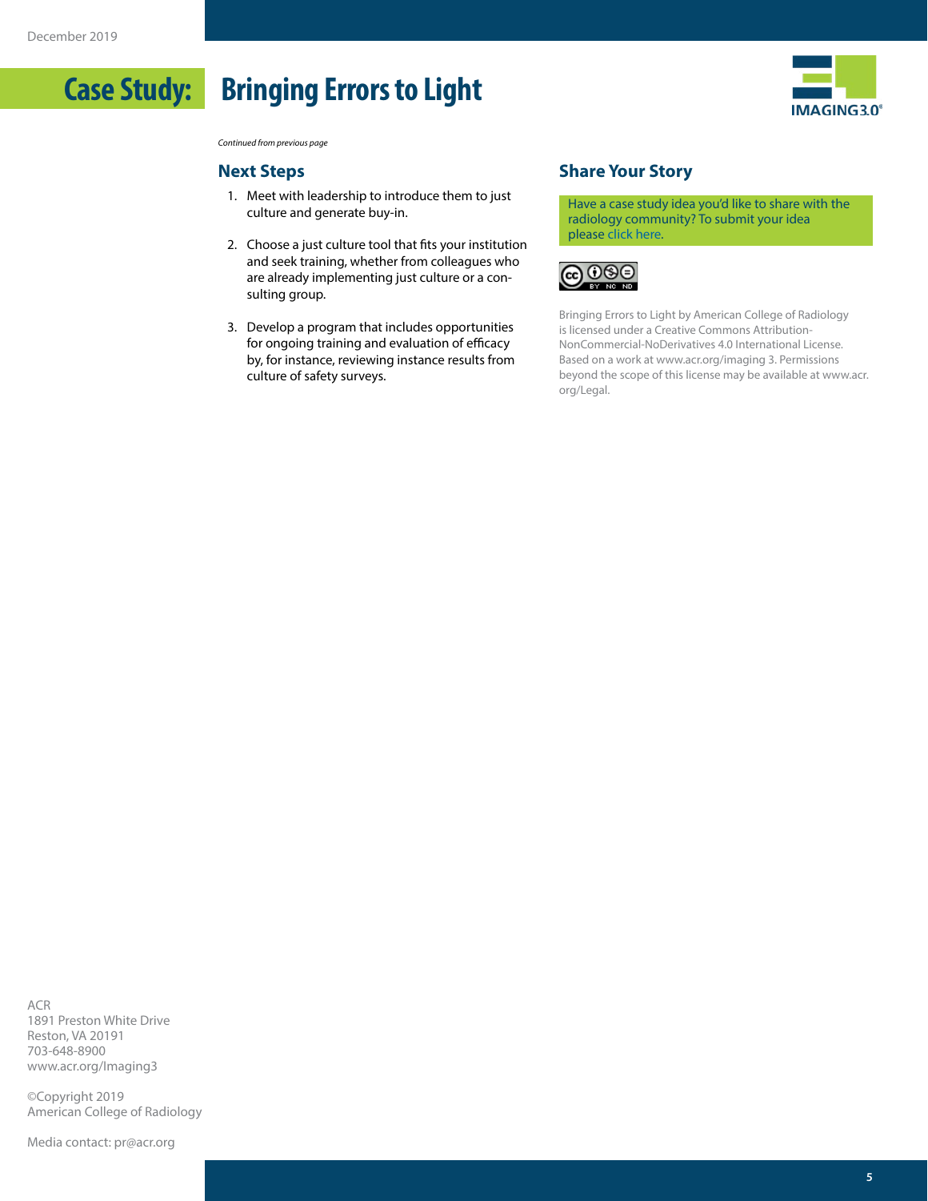# Case Study: Bringing Errors to Light

*Continued from previous page*

## Next Steps

1. Meet with leadership to introduce them to just culture and generate buy-in.

2. Choose a just culture tool that fits your institution and seek training, whether from colleagues who are already implementing just culture or a consulting group.

3. Develop a program that includes opportunities for ongoing training and evaluation of efficacy by, for instance, reviewing instance results from culture of safety surveys.

## Share Your Story

Have a case study idea you'd like to share with the radiology community? To submit your idea please click here.

Bringing Errors to Light by American College of Radiology is licensed under a Creative Commons Attribution-NonCommercial-NoDerivatives 4.0 International License. Based on a work at www.acr.org/imaging 3. Permissions beyond the scope of this license may be available at www.acr.org/Legal.

ACR
1891 Preston White Drive
Reston, VA 20191
703-648-8900
www.acr.org/Imaging3

©Copyright 2019
American College of Radiology

Media contact: pr@acr.org